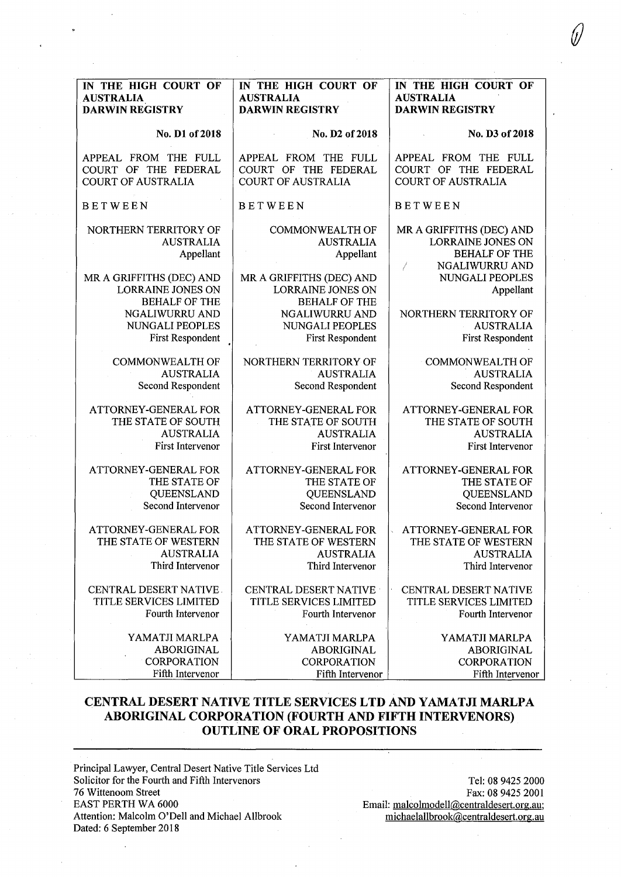| IN THE HIGH COURT OF AUSTRALIA DARWIN REGISTRY | IN THE HIGH COURT OF AUSTRALIA DARWIN REGISTRY | IN THE HIGH COURT OF AUSTRALIA DARWIN REGISTRY |
|---|---|---|
| No. D1 of 2018 | No. D2 of 2018 | No. D3 of 2018 |
| APPEAL FROM THE FULL COURT OF THE FEDERAL COURT OF AUSTRALIA | APPEAL FROM THE FULL COURT OF THE FEDERAL COURT OF AUSTRALIA | APPEAL FROM THE FULL COURT OF THE FEDERAL COURT OF AUSTRALIA |
| BETWEEN | BETWEEN | BETWEEN |
| NORTHERN TERRITORY OF AUSTRALIA<br>Appellant | COMMONWEALTH OF AUSTRALIA<br>Appellant | MR A GRIFFITHS (DEC) AND LORRAINE JONES ON BEHALF OF THE NGALIWURRU AND NUNGALI PEOPLES<br>Appellant |
| MR A GRIFFITHS (DEC) AND LORRAINE JONES ON BEHALF OF THE NGALIWURRU AND NUNGALI PEOPLES<br>First Respondent | MR A GRIFFITHS (DEC) AND LORRAINE JONES ON BEHALF OF THE NGALIWURRU AND NUNGALI PEOPLES<br>First Respondent | NORTHERN TERRITORY OF AUSTRALIA<br>First Respondent |
| COMMONWEALTH OF AUSTRALIA<br>Second Respondent | NORTHERN TERRITORY OF AUSTRALIA<br>Second Respondent | COMMONWEALTH OF AUSTRALIA<br>Second Respondent |
| ATTORNEY-GENERAL FOR THE STATE OF SOUTH AUSTRALIA<br>First Intervenor | ATTORNEY-GENERAL FOR THE STATE OF SOUTH AUSTRALIA<br>First Intervenor | ATTORNEY-GENERAL FOR THE STATE OF SOUTH AUSTRALIA<br>First Intervenor |
| ATTORNEY-GENERAL FOR THE STATE OF QUEENSLAND<br>Second Intervenor | ATTORNEY-GENERAL FOR THE STATE OF QUEENSLAND<br>Second Intervenor | ATTORNEY-GENERAL FOR THE STATE OF QUEENSLAND<br>Second Intervenor |
| ATTORNEY-GENERAL FOR THE STATE OF WESTERN AUSTRALIA<br>Third Intervenor | ATTORNEY-GENERAL FOR THE STATE OF WESTERN AUSTRALIA<br>Third Intervenor | ATTORNEY-GENERAL FOR THE STATE OF WESTERN AUSTRALIA<br>Third Intervenor |
| CENTRAL DESERT NATIVE TITLE SERVICES LIMITED<br>Fourth Intervenor | CENTRAL DESERT NATIVE TITLE SERVICES LIMITED<br>Fourth Intervenor | CENTRAL DESERT NATIVE TITLE SERVICES LIMITED<br>Fourth Intervenor |
| YAMATJI MARLPA ABORIGINAL CORPORATION<br>Fifth Intervenor | YAMATJI MARLPA ABORIGINAL CORPORATION<br>Fifth Intervenor | YAMATJI MARLPA ABORIGINAL CORPORATION<br>Fifth Intervenor |

# CENTRAL DESERT NATIVE TITLE SERVICES LTD AND YAMATJI MARLPA ABORIGINAL CORPORATION (FOURTH AND FIFTH INTERVENORS) OUTLINE OF ORAL PROPOSITIONS

---

Principal Lawyer, Central Desert Native Title Services Ltd
Solicitor for the Fourth and Fifth Intervenors
76 Wittenoom Street
EAST PERTH WA 6000
Attention: Malcolm O'Dell and Michael Allbrook
Dated: 6 September 2018

Tel: 08 9425 2000
Fax: 08 9425 2001
Email: malcolmodell@centraldesert.org.au; michaelallbrook@centraldesert.org.au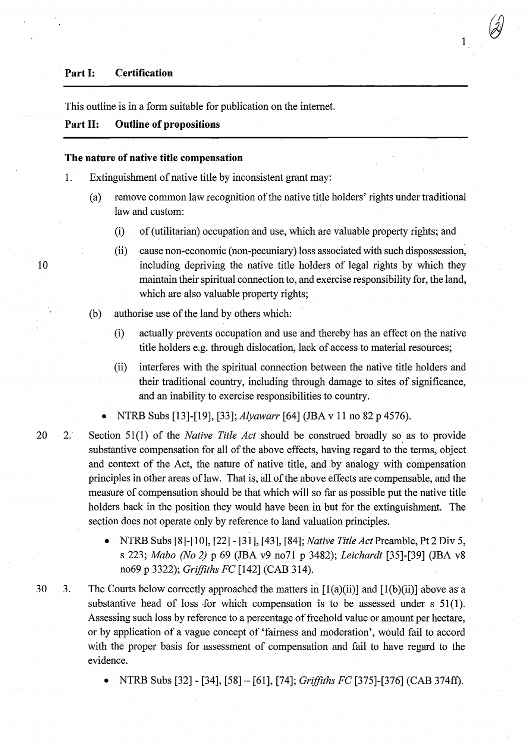**Part I: Certification**

This outline is in a form suitable for publication on the internet.

**Part II: Outline of propositions**

**The nature of native title compensation**

1. Extinguishment of native title by inconsistent grant may:

   (a) remove common law recognition of the native title holders' rights under traditional law and custom:

      (i) of (utilitarian) occupation and use, which are valuable property rights; and

      (ii) cause non-economic (non-pecuniary) loss associated with such dispossession, including depriving the native title holders of legal rights by which they maintain their spiritual connection to, and exercise responsibility for, the land, which are also valuable property rights;

   (b) authorise use of the land by others which:

      (i) actually prevents occupation and use and thereby has an effect on the native title holders e.g. through dislocation, lack of access to material resources;

      (ii) interferes with the spiritual connection between the native title holders and their traditional country, including through damage to sites of significance, and an inability to exercise responsibilities to country.

   - NTRB Subs [13]-[19], [33]; *Alyawarr* [64] (JBA v 11 no 82 p 4576).

2. Section 51(1) of the *Native Title Act* should be construed broadly so as to provide substantive compensation for all of the above effects, having regard to the terms, object and context of the Act, the nature of native title, and by analogy with compensation principles in other areas of law. That is, all of the above effects are compensable, and the measure of compensation should be that which will so far as possible put the native title holders back in the position they would have been in but for the extinguishment. The section does not operate only by reference to land valuation principles.

   - NTRB Subs [8]-[10], [22] - [31], [43], [84]; *Native Title Act* Preamble, Pt 2 Div 5, s 223; *Mabo (No 2)* p 69 (JBA v9 no71 p 3482); *Leichardt* [35]-[39] (JBA v8 no69 p 3322); *Griffiths FC* [142] (CAB 314).

3. The Courts below correctly approached the matters in [1(a)(ii)] and [1(b)(ii)] above as a substantive head of loss for which compensation is to be assessed under s 51(1). Assessing such loss by reference to a percentage of freehold value or amount per hectare, or by application of a vague concept of 'fairness and moderation', would fail to accord with the proper basis for assessment of compensation and fail to have regard to the evidence.

   - NTRB Subs [32] - [34], [58] – [61], [74]; *Griffiths FC* [375]-[376] (CAB 374ff).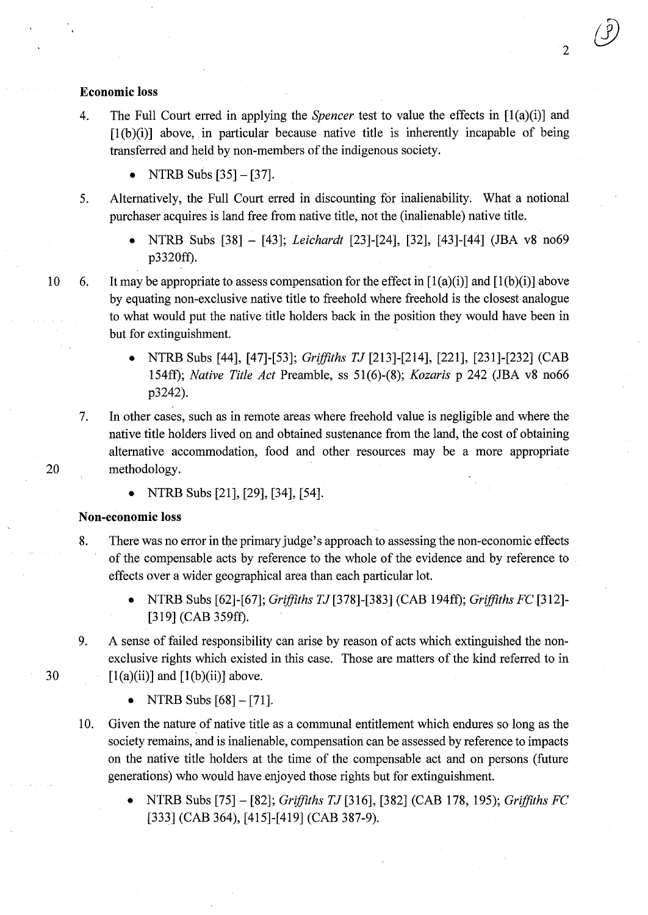**Economic loss**

4. The Full Court erred in applying the *Spencer* test to value the effects in [1(a)(i)] and [1(b)(i)] above, in particular because native title is inherently incapable of being transferred and held by non-members of the indigenous society.

   - NTRB Subs [35] – [37].

5. Alternatively, the Full Court erred in discounting for inalienability. What a notional purchaser acquires is land free from native title, not the (inalienable) native title.

   - NTRB Subs [38] – [43]; *Leichardt* [23]-[24], [32], [43]-[44] (JBA v8 no69 p3320ff).

6. It may be appropriate to assess compensation for the effect in [1(a)(i)] and [1(b)(i)] above by equating non-exclusive native title to freehold where freehold is the closest analogue to what would put the native title holders back in the position they would have been in but for extinguishment.

   - NTRB Subs [44], [47]-[53]; *Griffiths TJ* [213]-[214], [221], [231]-[232] (CAB 154ff); *Native Title Act* Preamble, ss 51(6)-(8); *Kozaris* p 242 (JBA v8 no66 p3242).

7. In other cases, such as in remote areas where freehold value is negligible and where the native title holders lived on and obtained sustenance from the land, the cost of obtaining alternative accommodation, food and other resources may be a more appropriate methodology.

   - NTRB Subs [21], [29], [34], [54].

**Non-economic loss**

8. There was no error in the primary judge's approach to assessing the non-economic effects of the compensable acts by reference to the whole of the evidence and by reference to effects over a wider geographical area than each particular lot.

   - NTRB Subs [62]-[67]; *Griffiths TJ* [378]-[383] (CAB 194ff); *Griffiths FC* [312]-[319] (CAB 359ff).

9. A sense of failed responsibility can arise by reason of acts which extinguished the non-exclusive rights which existed in this case. Those are matters of the kind referred to in [1(a)(ii)] and [1(b)(ii)] above.

   - NTRB Subs [68] – [71].

10. Given the nature of native title as a communal entitlement which endures so long as the society remains, and is inalienable, compensation can be assessed by reference to impacts on the native title holders at the time of the compensable act and on persons (future generations) who would have enjoyed those rights but for extinguishment.

    - NTRB Subs [75] – [82]; *Griffiths TJ* [316], [382] (CAB 178, 195); *Griffiths FC* [333] (CAB 364), [415]-[419] (CAB 387-9).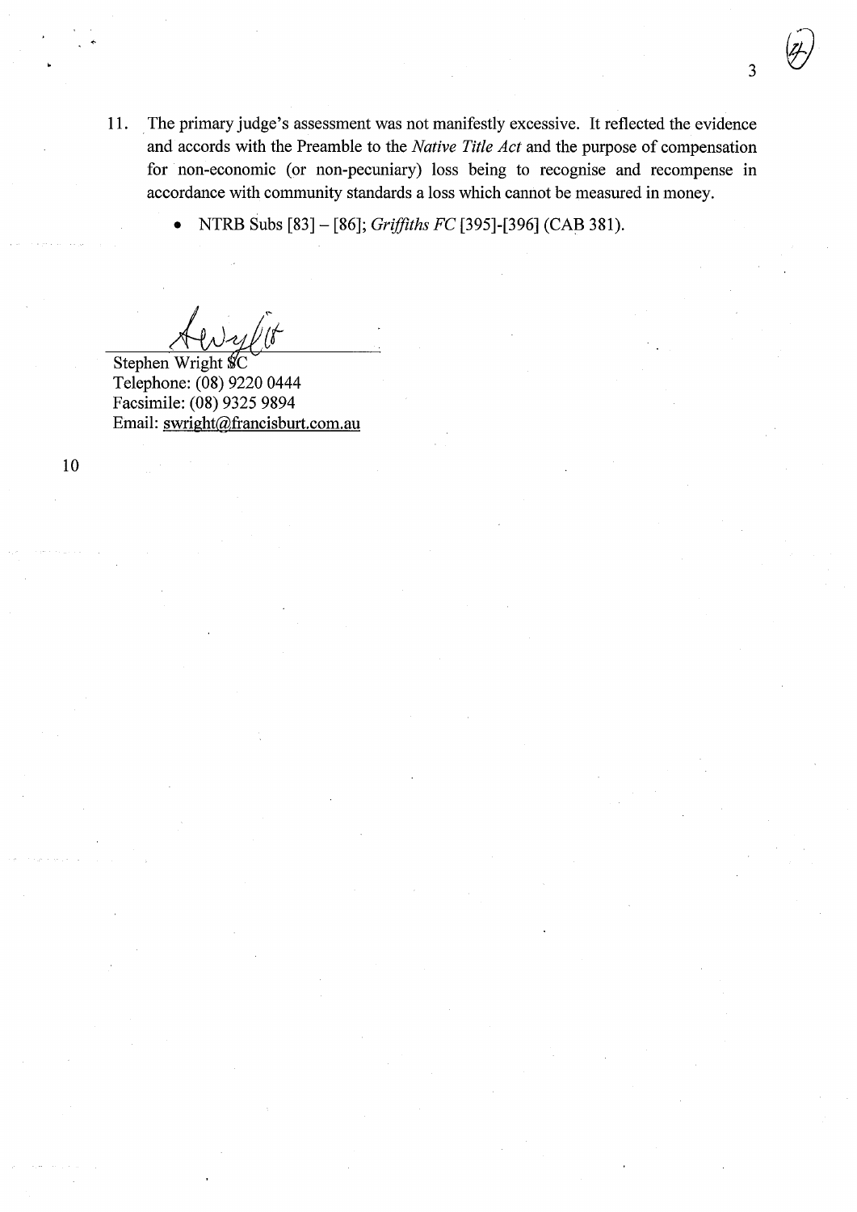11. The primary judge's assessment was not manifestly excessive. It reflected the evidence and accords with the Preamble to the *Native Title Act* and the purpose of compensation for non-economic (or non-pecuniary) loss being to recognise and recompense in accordance with community standards a loss which cannot be measured in money.

    - NTRB Subs [83] – [86]; *Griffiths FC* [395]-[396] (CAB 381).

Stephen Wright SC
Telephone: (08) 9220 0444
Facsimile: (08) 9325 9894
Email: swright@francisburt.com.au